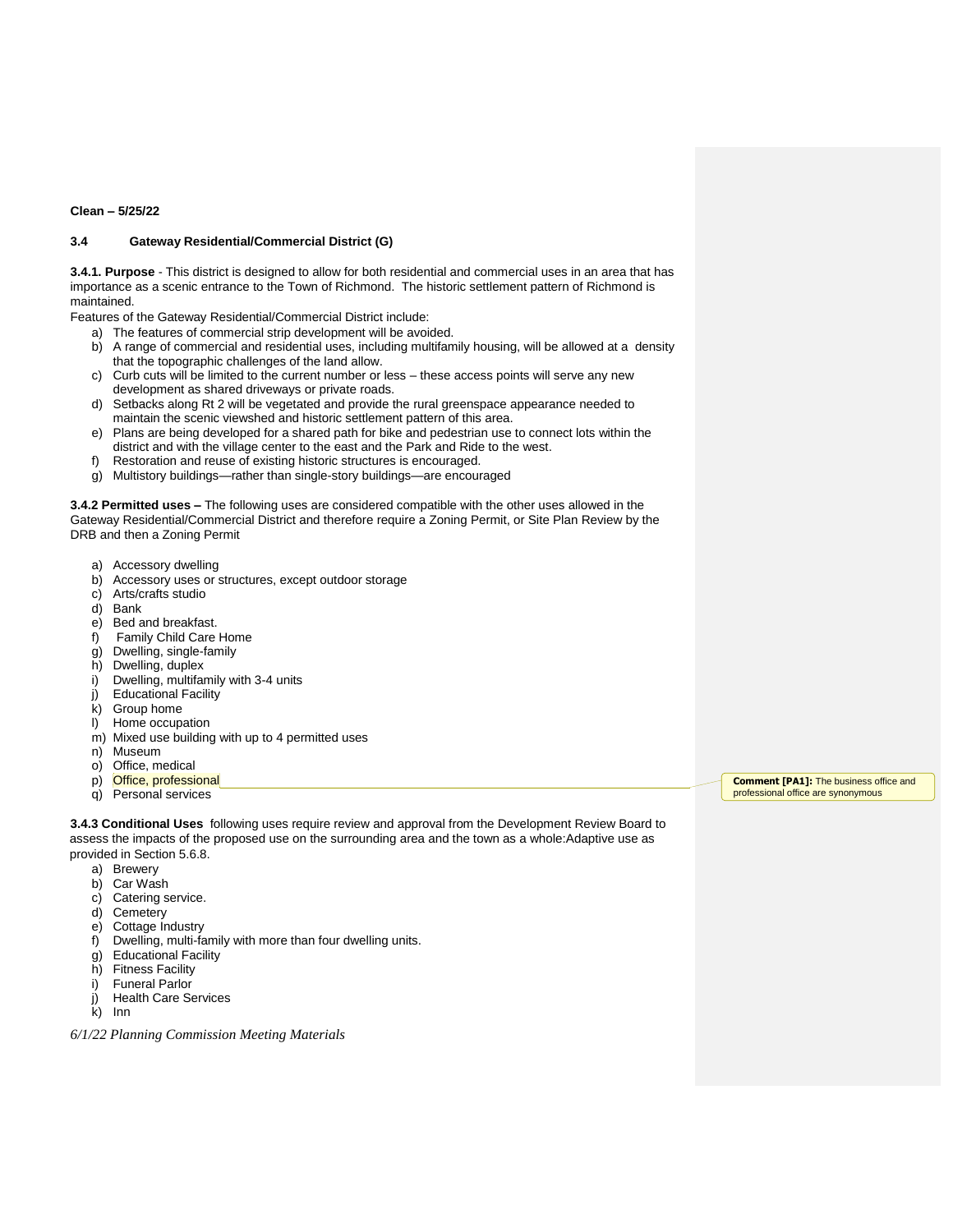**Clean – 5/25/22**

### 3.4 Gateway Residential/Commercial District (G)

**3.4.1. Purpose** - This district is designed to allow for both residential and commercial uses in an area that has importance as a scenic entrance to the Town of Richmond. The historic settlement pattern of Richmond is maintained.

Features of the Gateway Residential/Commercial District include:

a) The features of commercial strip development will be avoided.
b) A range of commercial and residential uses, including multifamily housing, will be allowed at a density that the topographic challenges of the land allow.
c) Curb cuts will be limited to the current number or less – these access points will serve any new development as shared driveways or private roads.
d) Setbacks along Rt 2 will be vegetated and provide the rural greenspace appearance needed to maintain the scenic viewshed and historic settlement pattern of this area.
e) Plans are being developed for a shared path for bike and pedestrian use to connect lots within the district and with the village center to the east and the Park and Ride to the west.
f) Restoration and reuse of existing historic structures is encouraged.
g) Multistory buildings—rather than single-story buildings—are encouraged

**3.4.2 Permitted uses –** The following uses are considered compatible with the other uses allowed in the Gateway Residential/Commercial District and therefore require a Zoning Permit, or Site Plan Review by the DRB and then a Zoning Permit

a) Accessory dwelling
b) Accessory uses or structures, except outdoor storage
c) Arts/crafts studio
d) Bank
e) Bed and breakfast.
f) Family Child Care Home
g) Dwelling, single-family
h) Dwelling, duplex
i) Dwelling, multifamily with 3-4 units
j) Educational Facility
k) Group home
l) Home occupation
m) Mixed use building with up to 4 permitted uses
n) Museum
o) Office, medical
p) Office, professional
q) Personal services

**Comment [PA1]:** The business office and professional office are synonymous

**3.4.3 Conditional Uses** following uses require review and approval from the Development Review Board to assess the impacts of the proposed use on the surrounding area and the town as a whole:Adaptive use as provided in Section 5.6.8.

a) Brewery
b) Car Wash
c) Catering service.
d) Cemetery
e) Cottage Industry
f) Dwelling, multi-family with more than four dwelling units.
g) Educational Facility
h) Fitness Facility
i) Funeral Parlor
j) Health Care Services
k) Inn

*6/1/22 Planning Commission Meeting Materials*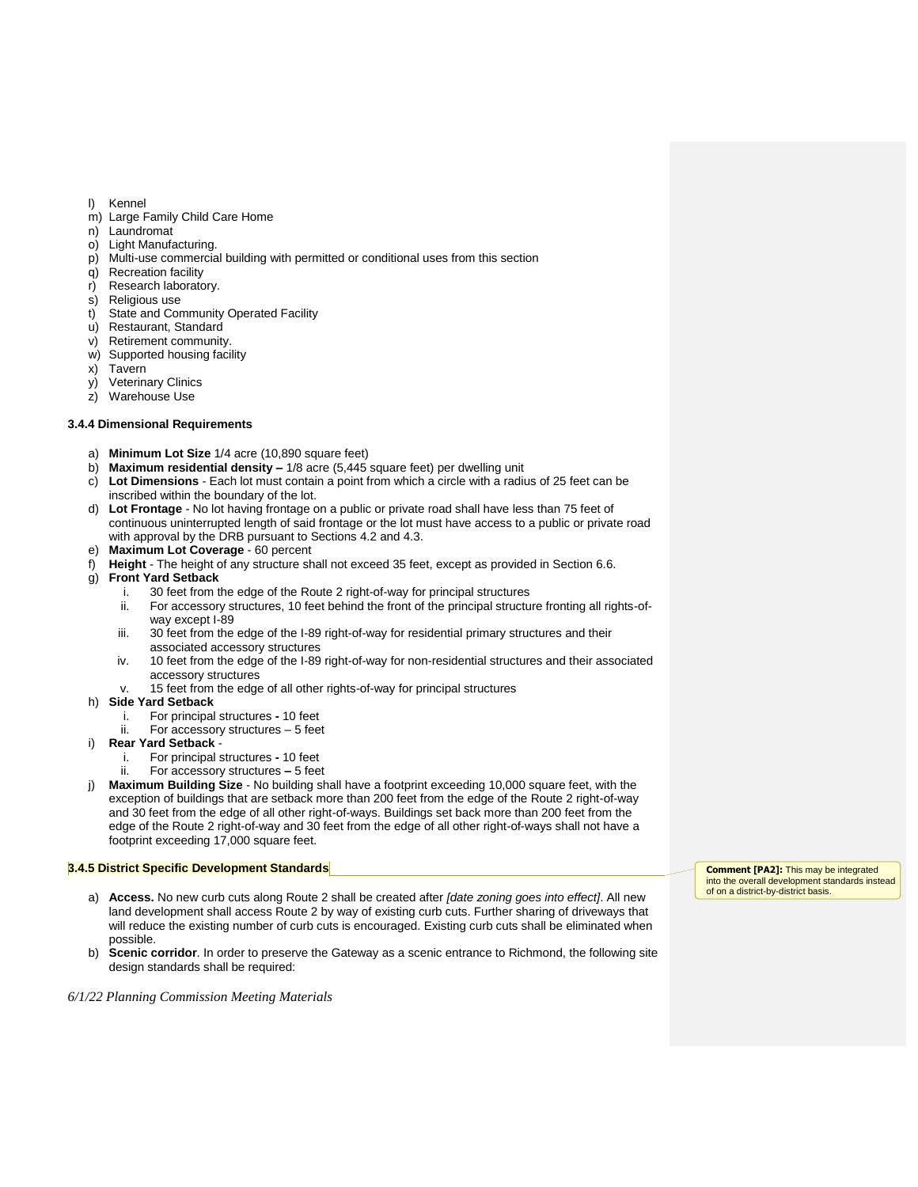l) Kennel
m) Large Family Child Care Home
n) Laundromat
o) Light Manufacturing.
p) Multi-use commercial building with permitted or conditional uses from this section
q) Recreation facility
r) Research laboratory.
s) Religious use
t) State and Community Operated Facility
u) Restaurant, Standard
v) Retirement community.
w) Supported housing facility
x) Tavern
y) Veterinary Clinics
z) Warehouse Use

**3.4.4 Dimensional Requirements**

a) **Minimum Lot Size** 1/4 acre (10,890 square feet)
b) **Maximum residential density –** 1/8 acre (5,445 square feet) per dwelling unit
c) **Lot Dimensions** - Each lot must contain a point from which a circle with a radius of 25 feet can be inscribed within the boundary of the lot.
d) **Lot Frontage** - No lot having frontage on a public or private road shall have less than 75 feet of continuous uninterrupted length of said frontage or the lot must have access to a public or private road with approval by the DRB pursuant to Sections 4.2 and 4.3.
e) **Maximum Lot Coverage** - 60 percent
f) **Height** - The height of any structure shall not exceed 35 feet, except as provided in Section 6.6.
g) **Front Yard Setback**
   i. 30 feet from the edge of the Route 2 right-of-way for principal structures
   ii. For accessory structures, 10 feet behind the front of the principal structure fronting all rights-of-way except I-89
   iii. 30 feet from the edge of the I-89 right-of-way for residential primary structures and their associated accessory structures
   iv. 10 feet from the edge of the I-89 right-of-way for non-residential structures and their associated accessory structures
   v. 15 feet from the edge of all other rights-of-way for principal structures
h) **Side Yard Setback**
   i. For principal structures **-** 10 feet
   ii. For accessory structures – 5 feet
i) **Rear Yard Setback** -
   i. For principal structures **-** 10 feet
   ii. For accessory structures **–** 5 feet
j) **Maximum Building Size** - No building shall have a footprint exceeding 10,000 square feet, with the exception of buildings that are setback more than 200 feet from the edge of the Route 2 right-of-way and 30 feet from the edge of all other right-of-ways. Buildings set back more than 200 feet from the edge of the Route 2 right-of-way and 30 feet from the edge of all other right-of-ways shall not have a footprint exceeding 17,000 square feet.

**3.4.5 District Specific Development Standards**

**Comment [PA2]:** This may be integrated into the overall development standards instead of on a district-by-district basis.

a) **Access.** No new curb cuts along Route 2 shall be created after *[date zoning goes into effect]*. All new land development shall access Route 2 by way of existing curb cuts. Further sharing of driveways that will reduce the existing number of curb cuts is encouraged. Existing curb cuts shall be eliminated when possible.
b) **Scenic corridor**. In order to preserve the Gateway as a scenic entrance to Richmond, the following site design standards shall be required: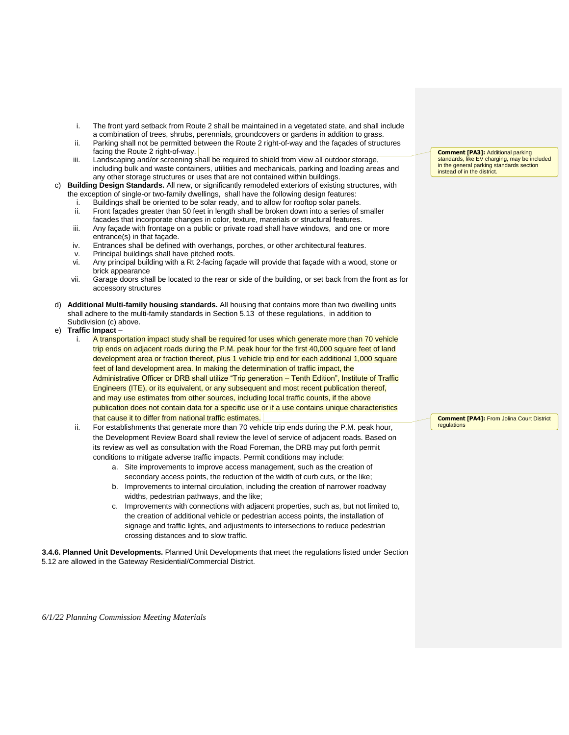i. The front yard setback from Route 2 shall be maintained in a vegetated state, and shall include a combination of trees, shrubs, perennials, groundcovers or gardens in addition to grass.
ii. Parking shall not be permitted between the Route 2 right-of-way and the façades of structures facing the Route 2 right-of-way.
iii. Landscaping and/or screening shall be required to shield from view all outdoor storage, including bulk and waste containers, utilities and mechanicals, parking and loading areas and any other storage structures or uses that are not contained within buildings.

> **Comment [PA3]:** Additional parking standards, like EV charging, may be included in the general parking standards section instead of in the district.

c) **Building Design Standards.** All new, or significantly remodeled exteriors of existing structures, with the exception of single-or two-family dwellings, shall have the following design features:
   i. Buildings shall be oriented to be solar ready, and to allow for rooftop solar panels.
   ii. Front façades greater than 50 feet in length shall be broken down into a series of smaller facades that incorporate changes in color, texture, materials or structural features.
   iii. Any façade with frontage on a public or private road shall have windows, and one or more entrance(s) in that façade.
   iv. Entrances shall be defined with overhangs, porches, or other architectural features.
   v. Principal buildings shall have pitched roofs.
   vi. Any principal building with a Rt 2-facing façade will provide that façade with a wood, stone or brick appearance
   vii. Garage doors shall be located to the rear or side of the building, or set back from the front as for accessory structures

d) **Additional Multi-family housing standards.** All housing that contains more than two dwelling units shall adhere to the multi-family standards in Section 5.13 of these regulations, in addition to Subdivision (c) above.

e) **Traffic Impact** –
   i. A transportation impact study shall be required for uses which generate more than 70 vehicle trip ends on adjacent roads during the P.M. peak hour for the first 40,000 square feet of land development area or fraction thereof, plus 1 vehicle trip end for each additional 1,000 square feet of land development area. In making the determination of traffic impact, the Administrative Officer or DRB shall utilize "Trip generation – Tenth Edition", Institute of Traffic Engineers (ITE), or its equivalent, or any subsequent and most recent publication thereof, and may use estimates from other sources, including local traffic counts, if the above publication does not contain data for a specific use or if a use contains unique characteristics that cause it to differ from national traffic estimates.

> **Comment [PA4]:** From Jolina Court District regulations

   ii. For establishments that generate more than 70 vehicle trip ends during the P.M. peak hour, the Development Review Board shall review the level of service of adjacent roads. Based on its review as well as consultation with the Road Foreman, the DRB may put forth permit conditions to mitigate adverse traffic impacts. Permit conditions may include:
      a. Site improvements to improve access management, such as the creation of secondary access points, the reduction of the width of curb cuts, or the like;
      b. Improvements to internal circulation, including the creation of narrower roadway widths, pedestrian pathways, and the like;
      c. Improvements with connections with adjacent properties, such as, but not limited to, the creation of additional vehicle or pedestrian access points, the installation of signage and traffic lights, and adjustments to intersections to reduce pedestrian crossing distances and to slow traffic.

**3.4.6. Planned Unit Developments.** Planned Unit Developments that meet the regulations listed under Section 5.12 are allowed in the Gateway Residential/Commercial District.